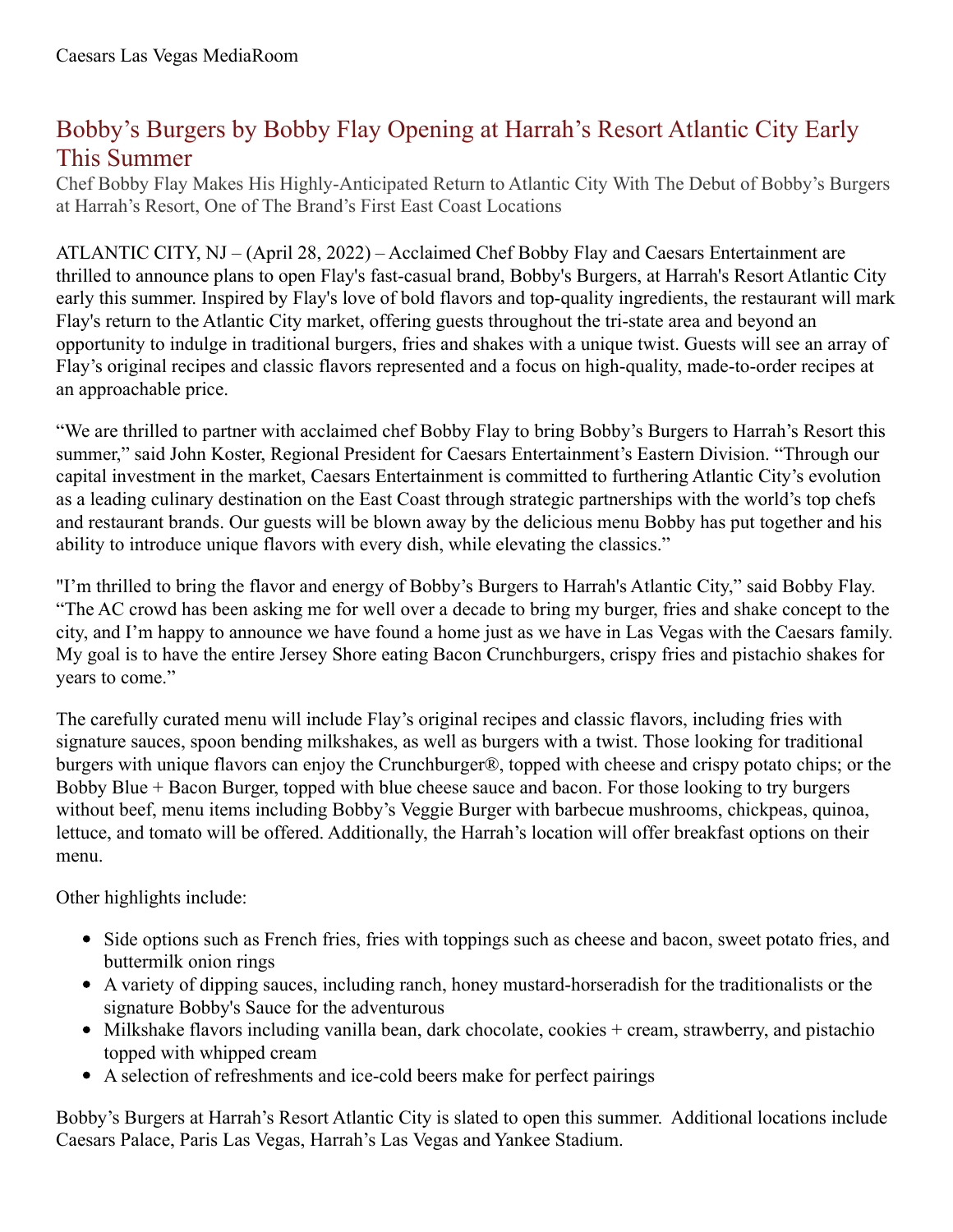Caesars Las Vegas MediaRoom

# Bobby's Burgers by Bobby Flay Opening at Harrah's Resort Atlantic City Early This Summer

## Chef Bobby Flay Makes His Highly-Anticipated Return to Atlantic City With The Debut of Bobby's Burgers at Harrah's Resort, One of The Brand's First East Coast Locations

ATLANTIC CITY, NJ – (April 28, 2022) – Acclaimed Chef Bobby Flay and Caesars Entertainment are thrilled to announce plans to open Flay's fast-casual brand, Bobby's Burgers, at Harrah's Resort Atlantic City early this summer. Inspired by Flay's love of bold flavors and top-quality ingredients, the restaurant will mark Flay's return to the Atlantic City market, offering guests throughout the tri-state area and beyond an opportunity to indulge in traditional burgers, fries and shakes with a unique twist. Guests will see an array of Flay's original recipes and classic flavors represented and a focus on high-quality, made-to-order recipes at an approachable price.

"We are thrilled to partner with acclaimed chef Bobby Flay to bring Bobby's Burgers to Harrah's Resort this summer," said John Koster, Regional President for Caesars Entertainment's Eastern Division. "Through our capital investment in the market, Caesars Entertainment is committed to furthering Atlantic City's evolution as a leading culinary destination on the East Coast through strategic partnerships with the world's top chefs and restaurant brands. Our guests will be blown away by the delicious menu Bobby has put together and his ability to introduce unique flavors with every dish, while elevating the classics."

"I'm thrilled to bring the flavor and energy of Bobby's Burgers to Harrah's Atlantic City," said Bobby Flay. "The AC crowd has been asking me for well over a decade to bring my burger, fries and shake concept to the city, and I'm happy to announce we have found a home just as we have in Las Vegas with the Caesars family. My goal is to have the entire Jersey Shore eating Bacon Crunchburgers, crispy fries and pistachio shakes for years to come."

The carefully curated menu will include Flay's original recipes and classic flavors, including fries with signature sauces, spoon bending milkshakes, as well as burgers with a twist. Those looking for traditional burgers with unique flavors can enjoy the Crunchburger®, topped with cheese and crispy potato chips; or the Bobby Blue + Bacon Burger, topped with blue cheese sauce and bacon. For those looking to try burgers without beef, menu items including Bobby's Veggie Burger with barbecue mushrooms, chickpeas, quinoa, lettuce, and tomato will be offered. Additionally, the Harrah's location will offer breakfast options on their menu.

Other highlights include:

- Side options such as French fries, fries with toppings such as cheese and bacon, sweet potato fries, and buttermilk onion rings
- A variety of dipping sauces, including ranch, honey mustard-horseradish for the traditionalists or the signature Bobby's Sauce for the adventurous
- Milkshake flavors including vanilla bean, dark chocolate, cookies + cream, strawberry, and pistachio topped with whipped cream
- A selection of refreshments and ice-cold beers make for perfect pairings

Bobby's Burgers at Harrah's Resort Atlantic City is slated to open this summer. Additional locations include Caesars Palace, Paris Las Vegas, Harrah's Las Vegas and Yankee Stadium.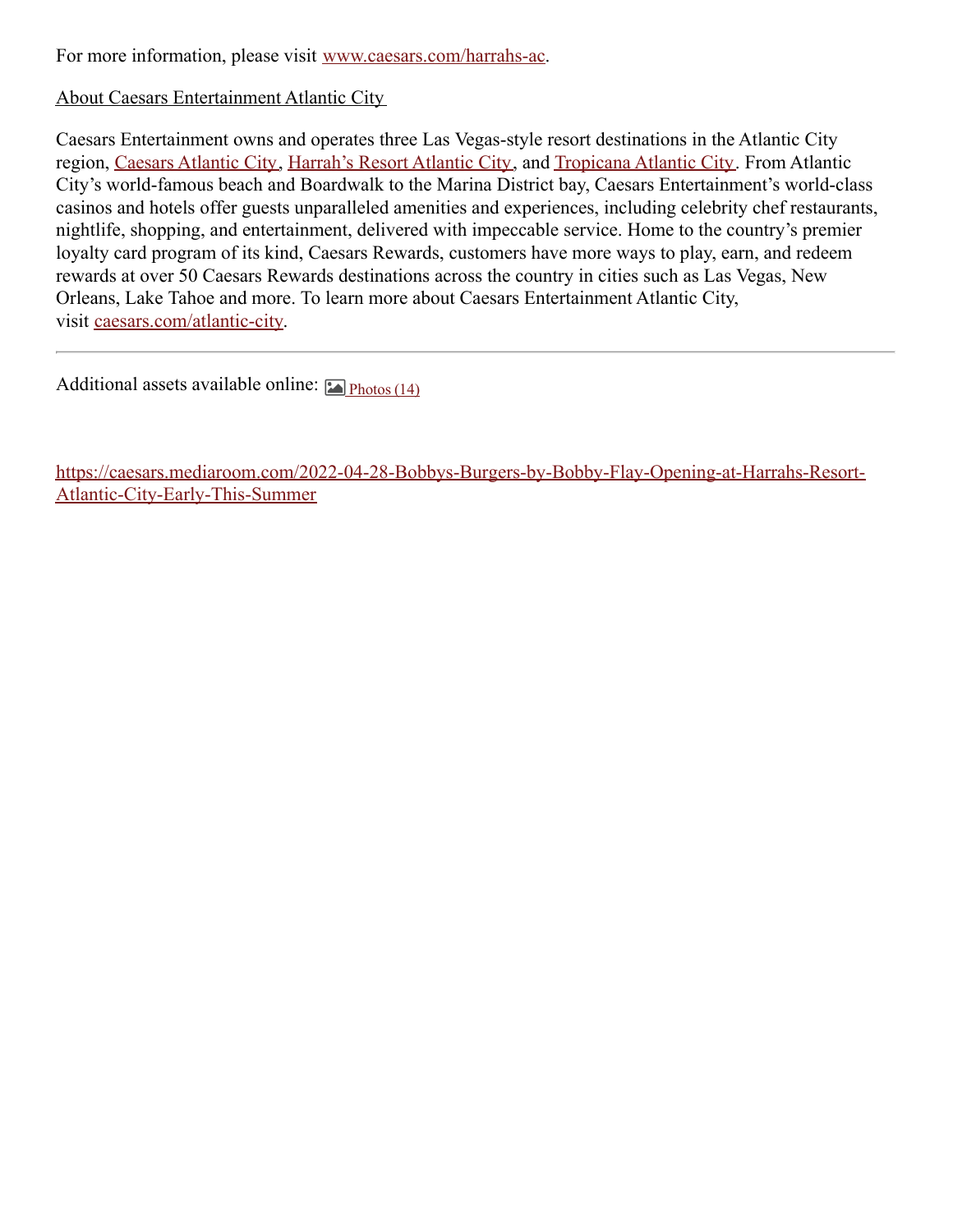For more information, please visit [www.caesars.com/harrahs-ac](www.caesars.com/harrahs-ac).

About Caesars Entertainment Atlantic City

Caesars Entertainment owns and operates three Las Vegas-style resort destinations in the Atlantic City region, Caesars Atlantic City, Harrah's Resort Atlantic City, and Tropicana Atlantic City. From Atlantic City's world-famous beach and Boardwalk to the Marina District bay, Caesars Entertainment's world-class casinos and hotels offer guests unparalleled amenities and experiences, including celebrity chef restaurants, nightlife, shopping, and entertainment, delivered with impeccable service. Home to the country's premier loyalty card program of its kind, Caesars Rewards, customers have more ways to play, earn, and redeem rewards at over 50 Caesars Rewards destinations across the country in cities such as Las Vegas, New Orleans, Lake Tahoe and more. To learn more about Caesars Entertainment Atlantic City, visit caesars.com/atlantic-city.

---

Additional assets available online: Photos (14)

https://caesars.mediaroom.com/2022-04-28-Bobbys-Burgers-by-Bobby-Flay-Opening-at-Harrahs-Resort-Atlantic-City-Early-This-Summer